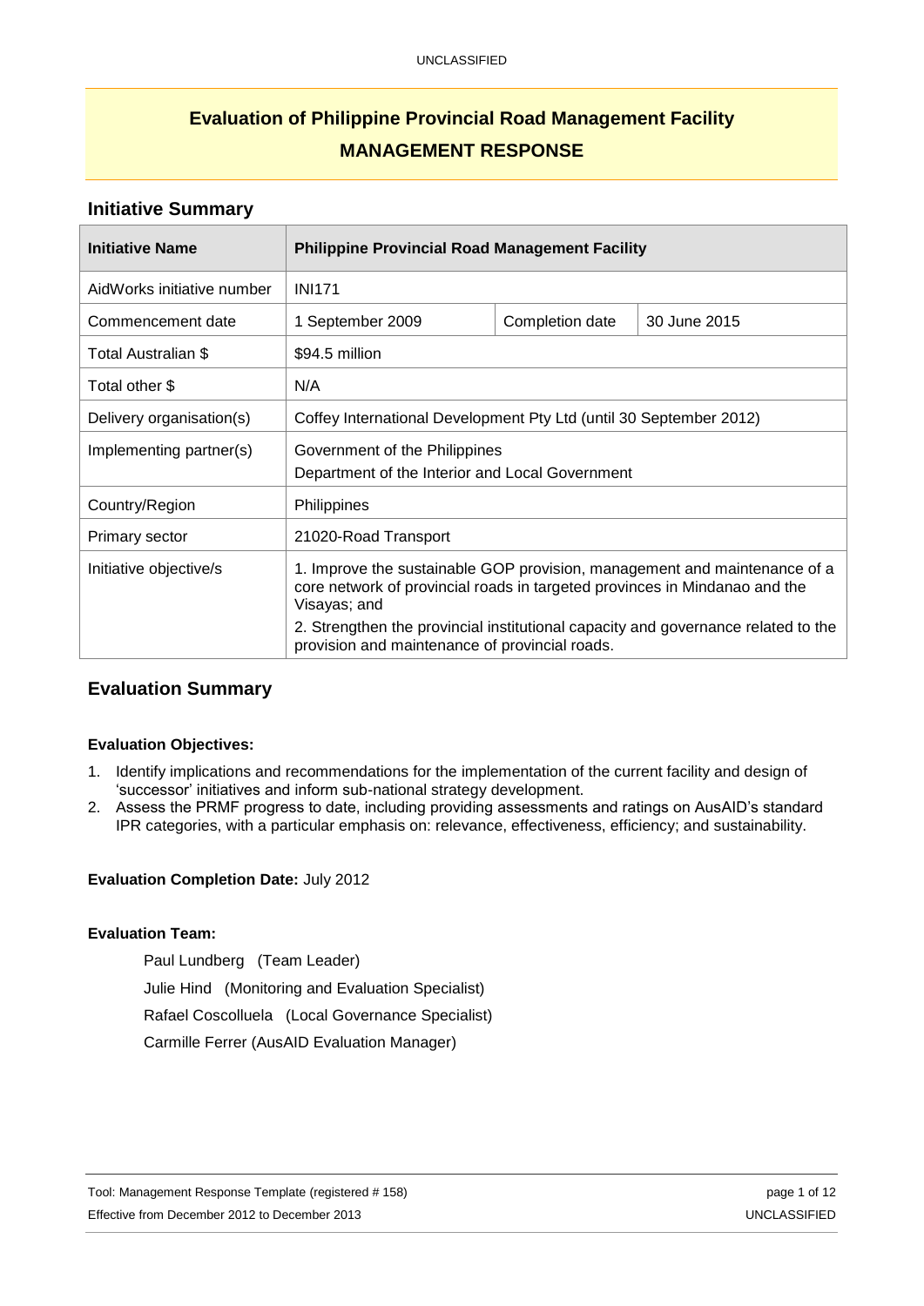# Evaluation of Philippine Provincial Road Management Facility

# MANAGEMENT RESPONSE

## Initiative Summary

| Initiative Name | Philippine Provincial Road Management Facility | | |
|---|---|---|---|
| AidWorks initiative number | INI171 | | |
| Commencement date | 1 September 2009 | Completion date | 30 June 2015 |
| Total Australian $ | $94.5 million | | |
| Total other $ | N/A | | |
| Delivery organisation(s) | Coffey International Development Pty Ltd (until 30 September 2012) | | |
| Implementing partner(s) | Government of the Philippines<br>Department of the Interior and Local Government | | |
| Country/Region | Philippines | | |
| Primary sector | 21020-Road Transport | | |
| Initiative objective/s | 1. Improve the sustainable GOP provision, management and maintenance of a core network of provincial roads in targeted provinces in Mindanao and the Visayas; and<br>2. Strengthen the provincial institutional capacity and governance related to the provision and maintenance of provincial roads. | | |

## Evaluation Summary

**Evaluation Objectives:**

1. Identify implications and recommendations for the implementation of the current facility and design of 'successor' initiatives and inform sub-national strategy development.
2. Assess the PRMF progress to date, including providing assessments and ratings on AusAID's standard IPR categories, with a particular emphasis on: relevance, effectiveness, efficiency; and sustainability.

**Evaluation Completion Date:** July 2012

**Evaluation Team:**

Paul Lundberg (Team Leader)

Julie Hind (Monitoring and Evaluation Specialist)

Rafael Coscolluela (Local Governance Specialist)

Carmille Ferrer (AusAID Evaluation Manager)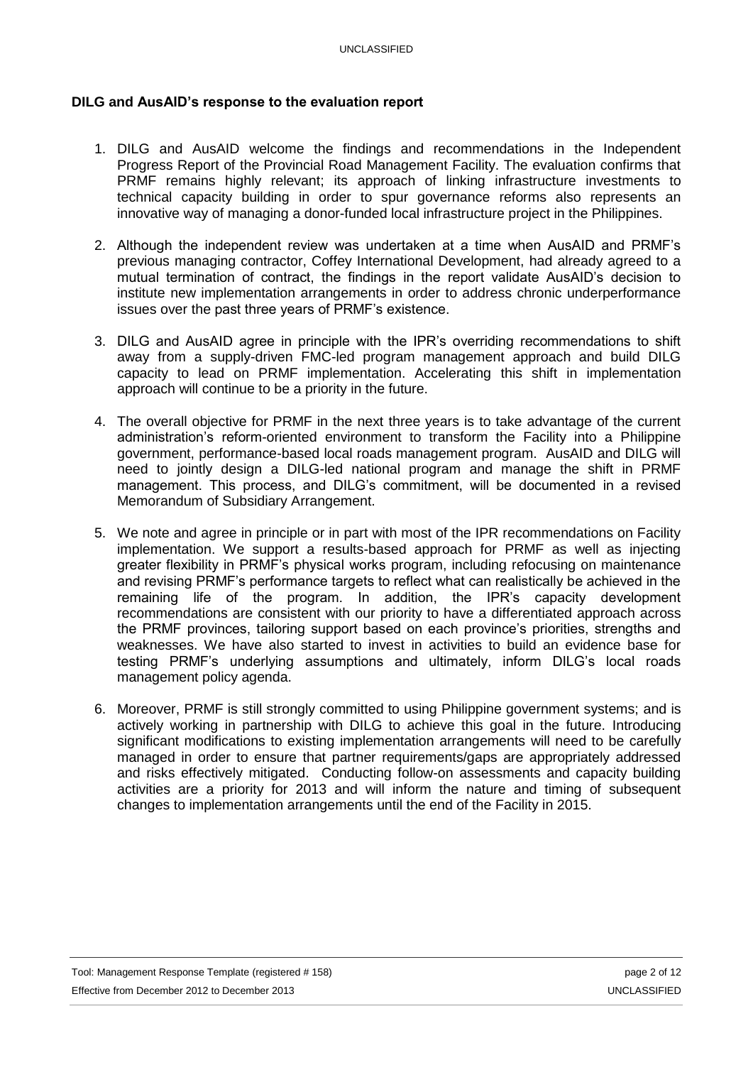**DILG and AusAID's response to the evaluation report**

1. DILG and AusAID welcome the findings and recommendations in the Independent Progress Report of the Provincial Road Management Facility. The evaluation confirms that PRMF remains highly relevant; its approach of linking infrastructure investments to technical capacity building in order to spur governance reforms also represents an innovative way of managing a donor-funded local infrastructure project in the Philippines.

2. Although the independent review was undertaken at a time when AusAID and PRMF's previous managing contractor, Coffey International Development, had already agreed to a mutual termination of contract, the findings in the report validate AusAID's decision to institute new implementation arrangements in order to address chronic underperformance issues over the past three years of PRMF's existence.

3. DILG and AusAID agree in principle with the IPR's overriding recommendations to shift away from a supply-driven FMC-led program management approach and build DILG capacity to lead on PRMF implementation. Accelerating this shift in implementation approach will continue to be a priority in the future.

4. The overall objective for PRMF in the next three years is to take advantage of the current administration's reform-oriented environment to transform the Facility into a Philippine government, performance-based local roads management program. AusAID and DILG will need to jointly design a DILG-led national program and manage the shift in PRMF management. This process, and DILG's commitment, will be documented in a revised Memorandum of Subsidiary Arrangement.

5. We note and agree in principle or in part with most of the IPR recommendations on Facility implementation. We support a results-based approach for PRMF as well as injecting greater flexibility in PRMF's physical works program, including refocusing on maintenance and revising PRMF's performance targets to reflect what can realistically be achieved in the remaining life of the program. In addition, the IPR's capacity development recommendations are consistent with our priority to have a differentiated approach across the PRMF provinces, tailoring support based on each province's priorities, strengths and weaknesses. We have also started to invest in activities to build an evidence base for testing PRMF's underlying assumptions and ultimately, inform DILG's local roads management policy agenda.

6. Moreover, PRMF is still strongly committed to using Philippine government systems; and is actively working in partnership with DILG to achieve this goal in the future. Introducing significant modifications to existing implementation arrangements will need to be carefully managed in order to ensure that partner requirements/gaps are appropriately addressed and risks effectively mitigated. Conducting follow-on assessments and capacity building activities are a priority for 2013 and will inform the nature and timing of subsequent changes to implementation arrangements until the end of the Facility in 2015.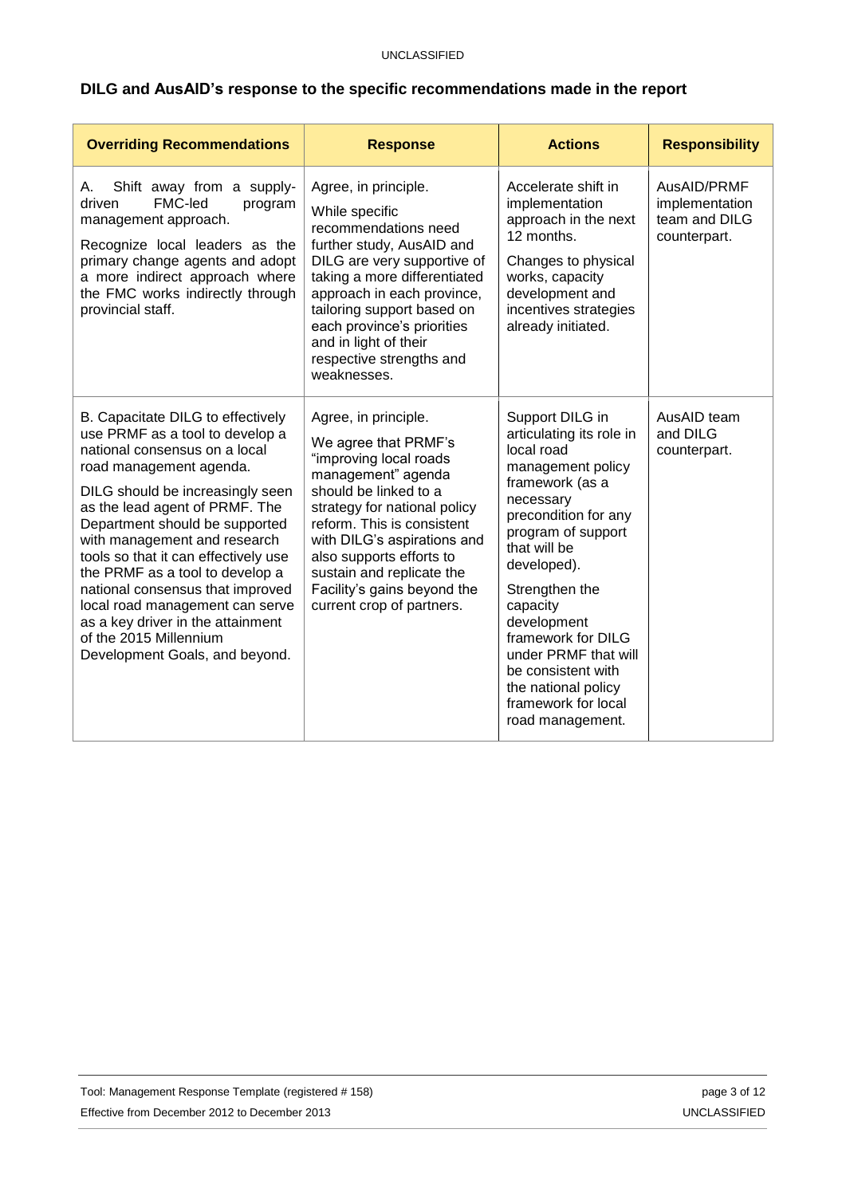## DILG and AusAID's response to the specific recommendations made in the report

| Overriding Recommendations | Response | Actions | Responsibility |
|---|---|---|---|
| A. Shift away from a supply-driven FMC-led program management approach.<br><br>Recognize local leaders as the primary change agents and adopt a more indirect approach where the FMC works indirectly through provincial staff. | Agree, in principle.<br><br>While specific recommendations need further study, AusAID and DILG are very supportive of taking a more differentiated approach in each province, tailoring support based on each province's priorities and in light of their respective strengths and weaknesses. | Accelerate shift in implementation approach in the next 12 months.<br><br>Changes to physical works, capacity development and incentives strategies already initiated. | AusAID/PRMF implementation team and DILG counterpart. |
| B. Capacitate DILG to effectively use PRMF as a tool to develop a national consensus on a local road management agenda.<br><br>DILG should be increasingly seen as the lead agent of PRMF. The Department should be supported with management and research tools so that it can effectively use the PRMF as a tool to develop a national consensus that improved local road management can serve as a key driver in the attainment of the 2015 Millennium Development Goals, and beyond. | Agree, in principle.<br><br>We agree that PRMF's "improving local roads management" agenda should be linked to a strategy for national policy reform. This is consistent with DILG's aspirations and also supports efforts to sustain and replicate the Facility's gains beyond the current crop of partners. | Support DILG in articulating its role in local road management policy framework (as a necessary precondition for any program of support that will be developed).<br><br>Strengthen the capacity development framework for DILG under PRMF that will be consistent with the national policy framework for local road management. | AusAID team and DILG counterpart. |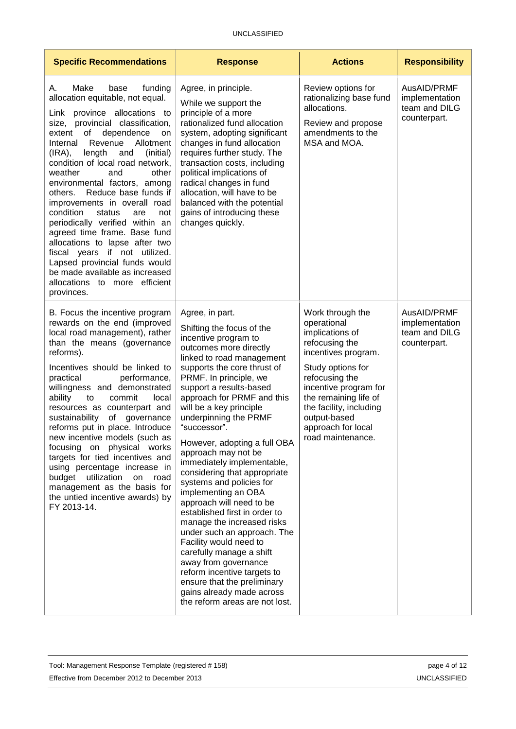| Specific Recommendations | Response | Actions | Responsibility |
|---|---|---|---|
| A. Make base funding allocation equitable, not equal.<br><br>Link province allocations to size, provincial classification, extent of dependence on Internal Revenue Allotment (IRA), length and (initial) condition of local road network, weather and other environmental factors, among others. Reduce base funds if improvements in overall road condition status are not periodically verified within an agreed time frame. Base fund allocations to lapse after two fiscal years if not utilized. Lapsed provincial funds would be made available as increased allocations to more efficient provinces. | Agree, in principle.<br><br>While we support the principle of a more rationalized fund allocation system, adopting significant changes in fund allocation requires further study. The transaction costs, including political implications of radical changes in fund allocation, will have to be balanced with the potential gains of introducing these changes quickly. | Review options for rationalizing base fund allocations.<br><br>Review and propose amendments to the MSA and MOA. | AusAID/PRMF implementation team and DILG counterpart. |
| B. Focus the incentive program rewards on the end (improved local road management), rather than the means (governance reforms).<br><br>Incentives should be linked to practical performance, willingness and demonstrated ability to commit local resources as counterpart and sustainability of governance reforms put in place. Introduce new incentive models (such as focusing on physical works targets for tied incentives and using percentage increase in budget utilization on road management as the basis for the untied incentive awards) by FY 2013-14. | Agree, in part.<br><br>Shifting the focus of the incentive program to outcomes more directly linked to road management supports the core thrust of PRMF. In principle, we support a results-based approach for PRMF and this will be a key principle underpinning the PRMF "successor".<br><br>However, adopting a full OBA approach may not be immediately implementable, considering that appropriate systems and policies for implementing an OBA approach will need to be established first in order to manage the increased risks under such an approach. The Facility would need to carefully manage a shift away from governance reform incentive targets to ensure that the preliminary gains already made across the reform areas are not lost. | Work through the operational implications of refocusing the incentives program.<br><br>Study options for refocusing the incentive program for the remaining life of the facility, including output-based approach for local road maintenance. | AusAID/PRMF implementation team and DILG counterpart. |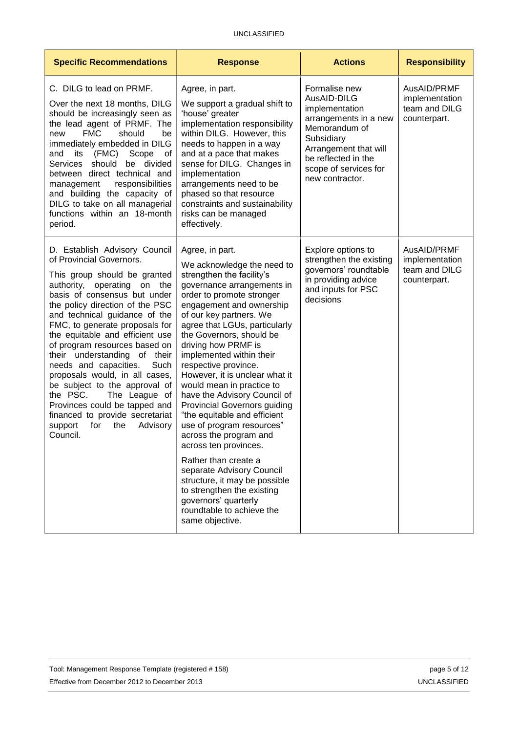| Specific Recommendations | Response | Actions | Responsibility |
|---|---|---|---|
| C. DILG to lead on PRMF.<br><br>Over the next 18 months, DILG should be increasingly seen as the lead agent of PRMF. The new FMC should be immediately embedded in DILG and its (FMC) Scope of Services should be divided between direct technical and management responsibilities and building the capacity of DILG to take on all managerial functions within an 18-month period. | Agree, in part.<br><br>We support a gradual shift to 'house' greater implementation responsibility within DILG. However, this needs to happen in a way and at a pace that makes sense for DILG. Changes in implementation arrangements need to be phased so that resource constraints and sustainability risks can be managed effectively. | Formalise new AusAID-DILG implementation arrangements in a new Memorandum of Subsidiary Arrangement that will be reflected in the scope of services for new contractor. | AusAID/PRMF implementation team and DILG counterpart. |
| D. Establish Advisory Council of Provincial Governors.<br><br>This group should be granted authority, operating on the basis of consensus but under the policy direction of the PSC and technical guidance of the FMC, to generate proposals for the equitable and efficient use of program resources based on their understanding of their needs and capacities. Such proposals would, in all cases, be subject to the approval of the PSC. The League of Provinces could be tapped and financed to provide secretariat support for the Advisory Council. | Agree, in part.<br><br>We acknowledge the need to strengthen the facility's governance arrangements in order to promote stronger engagement and ownership of our key partners. We agree that LGUs, particularly the Governors, should be driving how PRMF is implemented within their respective province. However, it is unclear what it would mean in practice to have the Advisory Council of Provincial Governors guiding "the equitable and efficient use of program resources" across the program and across ten provinces.<br><br>Rather than create a separate Advisory Council structure, it may be possible to strengthen the existing governors' quarterly roundtable to achieve the same objective. | Explore options to strengthen the existing governors' roundtable in providing advice and inputs for PSC decisions | AusAID/PRMF implementation team and DILG counterpart. |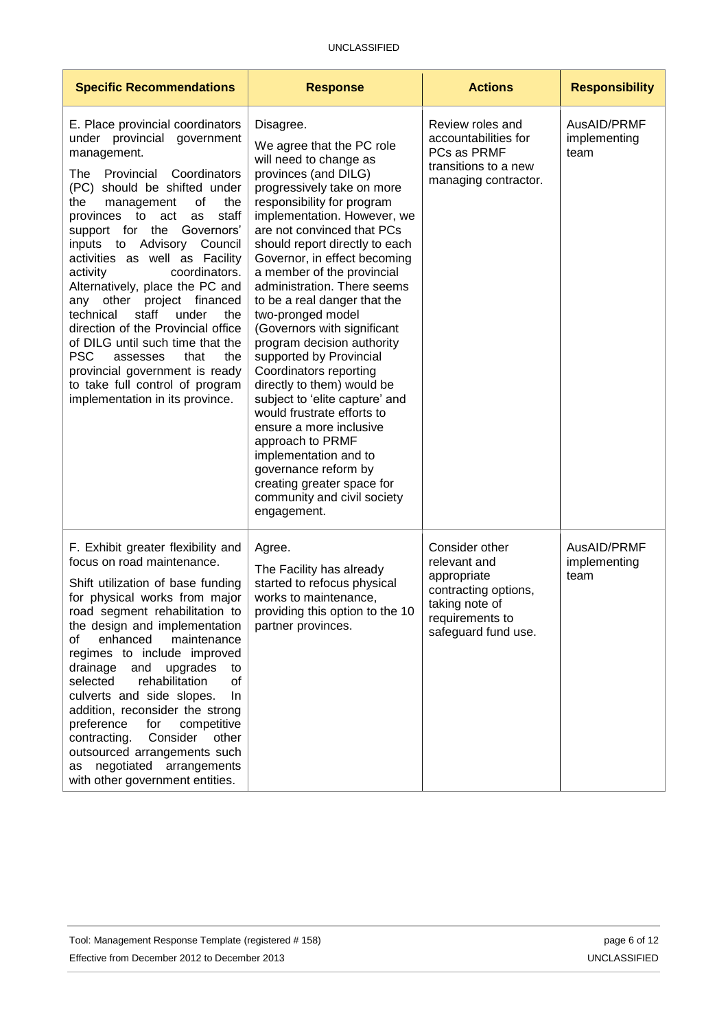| Specific Recommendations | Response | Actions | Responsibility |
| --- | --- | --- | --- |
| E. Place provincial coordinators under provincial government management.<br><br>The Provincial Coordinators (PC) should be shifted under the management of the provinces to act as staff support for the Governors' inputs to Advisory Council activities as well as Facility activity coordinators. Alternatively, place the PC and any other project financed technical staff under the direction of the Provincial office of DILG until such time that the PSC assesses that the provincial government is ready to take full control of program implementation in its province. | Disagree.<br><br>We agree that the PC role will need to change as provinces (and DILG) progressively take on more responsibility for program implementation. However, we are not convinced that PCs should report directly to each Governor, in effect becoming a member of the provincial administration. There seems to be a real danger that the two-pronged model (Governors with significant program decision authority supported by Provincial Coordinators reporting directly to them) would be subject to 'elite capture' and would frustrate efforts to ensure a more inclusive approach to PRMF implementation and to governance reform by creating greater space for community and civil society engagement. | Review roles and accountabilities for PCs as PRMF transitions to a new managing contractor. | AusAID/PRMF implementing team |
| F. Exhibit greater flexibility and focus on road maintenance.<br><br>Shift utilization of base funding for physical works from major road segment rehabilitation to the design and implementation of enhanced maintenance regimes to include improved drainage and upgrades to selected rehabilitation of culverts and side slopes. In addition, reconsider the strong preference for competitive contracting. Consider other outsourced arrangements such as negotiated arrangements with other government entities. | Agree.<br><br>The Facility has already started to refocus physical works to maintenance, providing this option to the 10 partner provinces. | Consider other relevant and appropriate contracting options, taking note of requirements to safeguard fund use. | AusAID/PRMF implementing team |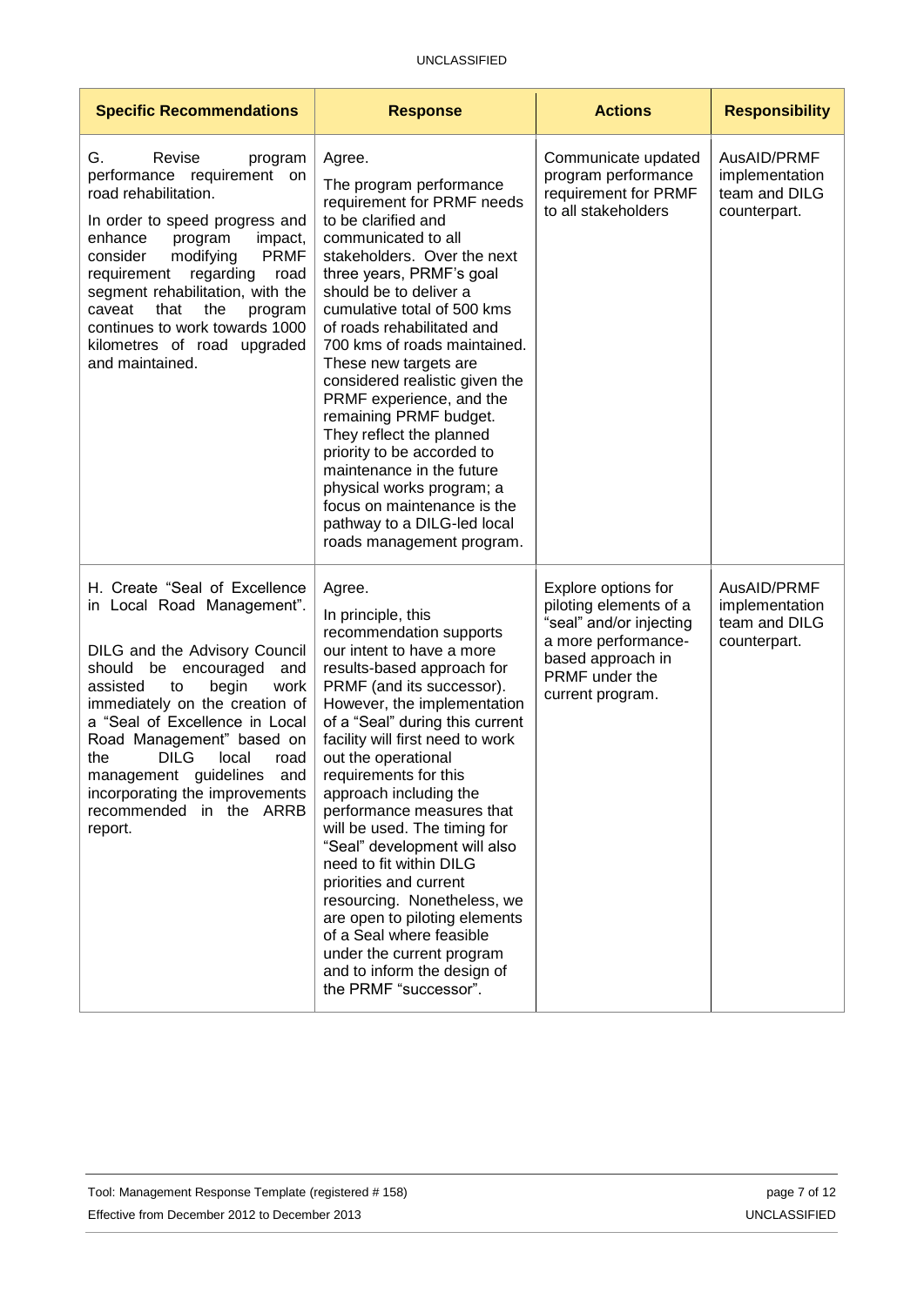| Specific Recommendations | Response | Actions | Responsibility |
|---|---|---|---|
| G. Revise program performance requirement on road rehabilitation.<br><br>In order to speed progress and enhance program impact, consider modifying PRMF requirement regarding road segment rehabilitation, with the caveat that the program continues to work towards 1000 kilometres of road upgraded and maintained. | Agree.<br><br>The program performance requirement for PRMF needs to be clarified and communicated to all stakeholders. Over the next three years, PRMF's goal should be to deliver a cumulative total of 500 kms of roads rehabilitated and 700 kms of roads maintained. These new targets are considered realistic given the PRMF experience, and the remaining PRMF budget. They reflect the planned priority to be accorded to maintenance in the future physical works program; a focus on maintenance is the pathway to a DILG-led local roads management program. | Communicate updated program performance requirement for PRMF to all stakeholders | AusAID/PRMF implementation team and DILG counterpart. |
| H. Create "Seal of Excellence in Local Road Management".<br><br>DILG and the Advisory Council should be encouraged and assisted to begin work immediately on the creation of a "Seal of Excellence in Local Road Management" based on the DILG local road management guidelines and incorporating the improvements recommended in the ARRB report. | Agree.<br><br>In principle, this recommendation supports our intent to have a more results-based approach for PRMF (and its successor). However, the implementation of a "Seal" during this current facility will first need to work out the operational requirements for this approach including the performance measures that will be used. The timing for "Seal" development will also need to fit within DILG priorities and current resourcing. Nonetheless, we are open to piloting elements of a Seal where feasible under the current program and to inform the design of the PRMF "successor". | Explore options for piloting elements of a "seal" and/or injecting a more performance-based approach in PRMF under the current program. | AusAID/PRMF implementation team and DILG counterpart. |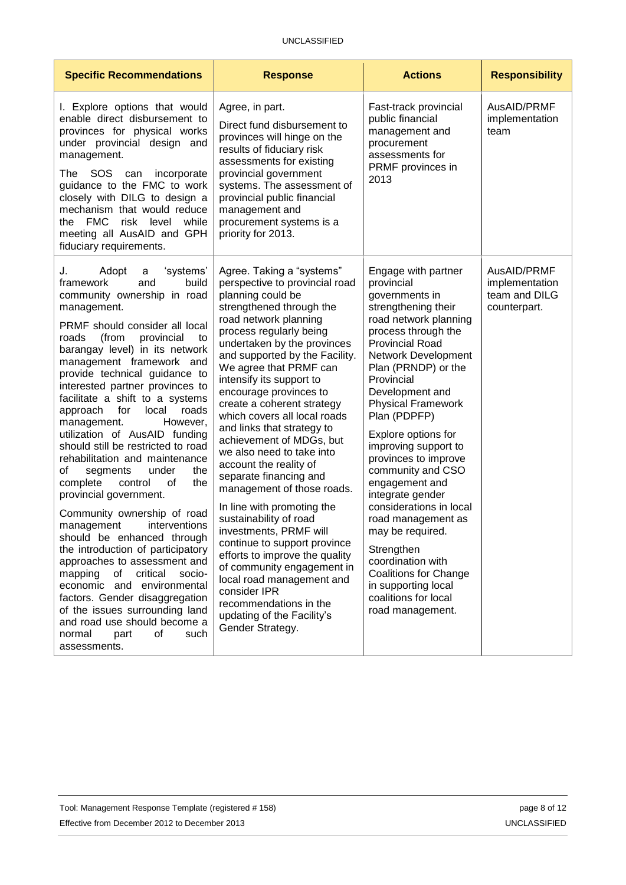| Specific Recommendations | Response | Actions | Responsibility |
|---|---|---|---|
| I. Explore options that would enable direct disbursement to provinces for physical works under provincial design and management.<br><br>The SOS can incorporate guidance to the FMC to work closely with DILG to design a mechanism that would reduce the FMC risk level while meeting all AusAID and GPH fiduciary requirements. | Agree, in part.<br><br>Direct fund disbursement to provinces will hinge on the results of fiduciary risk assessments for existing provincial government systems. The assessment of provincial public financial management and procurement systems is a priority for 2013. | Fast-track provincial public financial management and procurement assessments for PRMF provinces in 2013 | AusAID/PRMF implementation team |
| J. Adopt a 'systems' framework and build community ownership in road management.<br><br>PRMF should consider all local roads (from provincial to barangay level) in its network management framework and provide technical guidance to interested partner provinces to facilitate a shift to a systems approach for local roads management. However, utilization of AusAID funding should still be restricted to road rehabilitation and maintenance of segments under the complete control of the provincial government.<br><br>Community ownership of road management interventions should be enhanced through the introduction of participatory approaches to assessment and mapping of critical socio-economic and environmental factors. Gender disaggregation of the issues surrounding land and road use should become a normal part of such assessments. | Agree. Taking a "systems" perspective to provincial road planning could be strengthened through the road network planning process regularly being undertaken by the provinces and supported by the Facility. We agree that PRMF can intensify its support to encourage provinces to create a coherent strategy which covers all local roads and links that strategy to achievement of MDGs, but we also need to take into account the reality of separate financing and management of those roads.<br><br>In line with promoting the sustainability of road investments, PRMF will continue to support province efforts to improve the quality of community engagement in local road management and consider IPR recommendations in the updating of the Facility's Gender Strategy. | Engage with partner provincial governments in strengthening their road network planning process through the Provincial Road Network Development Plan (PRNDP) or the Provincial Development and Physical Framework Plan (PDPFP)<br><br>Explore options for improving support to provinces to improve community and CSO engagement and integrate gender considerations in local road management as may be required.<br><br>Strengthen coordination with Coalitions for Change in supporting local coalitions for local road management. | AusAID/PRMF implementation team and DILG counterpart. |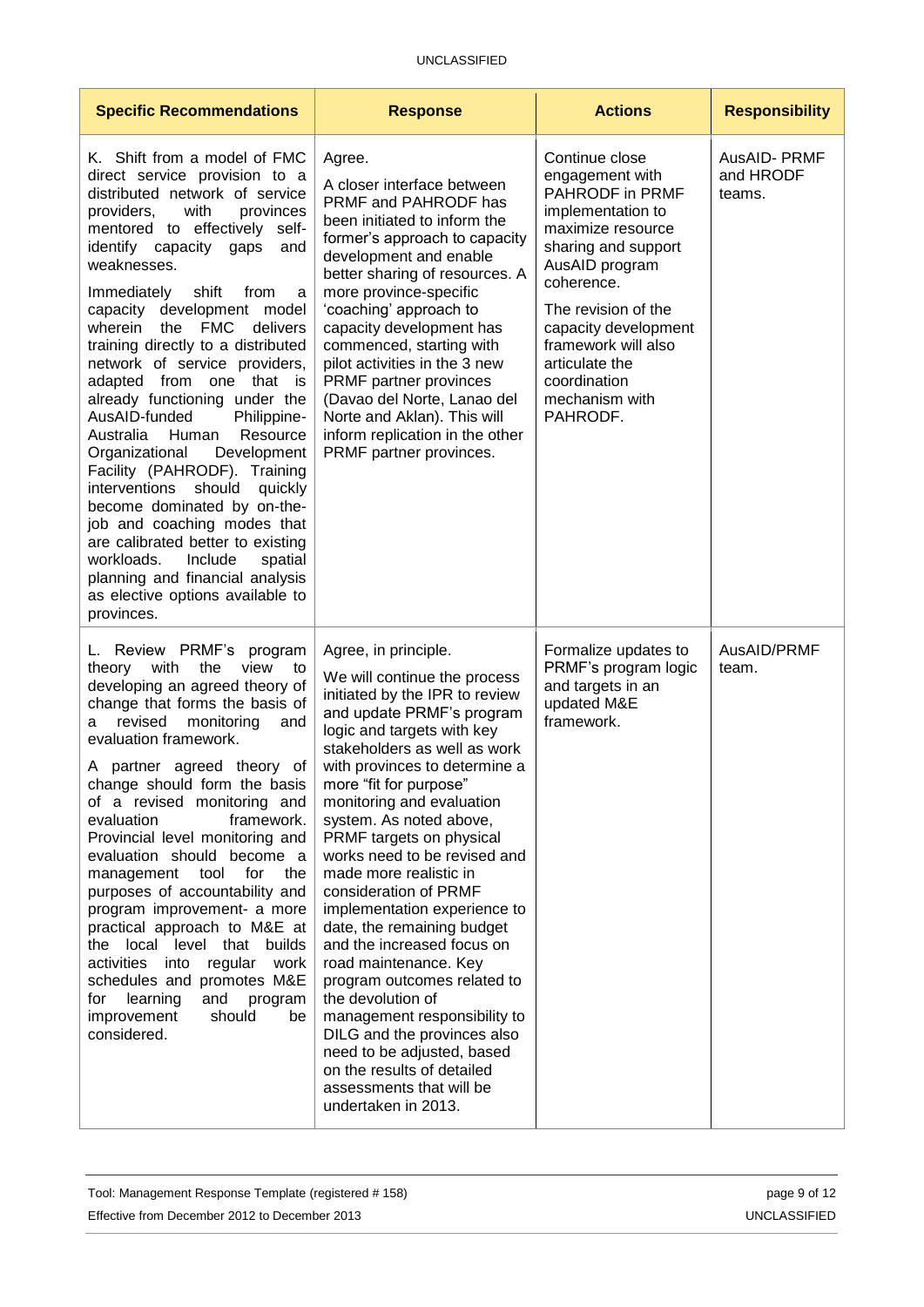| Specific Recommendations | Response | Actions | Responsibility |
| --- | --- | --- | --- |
| K. Shift from a model of FMC direct service provision to a distributed network of service providers, with provinces mentored to effectively self-identify capacity gaps and weaknesses.<br><br>Immediately shift from a capacity development model wherein the FMC delivers training directly to a distributed network of service providers, adapted from one that is already functioning under the AusAID-funded Philippine-Australia Human Resource Organizational Development Facility (PAHRODF). Training interventions should quickly become dominated by on-the-job and coaching modes that are calibrated better to existing workloads. Include spatial planning and financial analysis as elective options available to provinces. | Agree.<br><br>A closer interface between PRMF and PAHRODF has been initiated to inform the former's approach to capacity development and enable better sharing of resources. A more province-specific 'coaching' approach to capacity development has commenced, starting with pilot activities in the 3 new PRMF partner provinces (Davao del Norte, Lanao del Norte and Aklan). This will inform replication in the other PRMF partner provinces. | Continue close engagement with PAHRODF in PRMF implementation to maximize resource sharing and support AusAID program coherence.<br><br>The revision of the capacity development framework will also articulate the coordination mechanism with PAHRODF. | AusAID- PRMF and HRODF teams. |
| L. Review PRMF's program theory with the view to developing an agreed theory of change that forms the basis of a revised monitoring and evaluation framework.<br><br>A partner agreed theory of change should form the basis of a revised monitoring and evaluation framework. Provincial level monitoring and evaluation should become a management tool for the purposes of accountability and program improvement- a more practical approach to M&E at the local level that builds activities into regular work schedules and promotes M&E for learning and program improvement should be considered. | Agree, in principle.<br><br>We will continue the process initiated by the IPR to review and update PRMF's program logic and targets with key stakeholders as well as work with provinces to determine a more "fit for purpose" monitoring and evaluation system. As noted above, PRMF targets on physical works need to be revised and made more realistic in consideration of PRMF implementation experience to date, the remaining budget and the increased focus on road maintenance. Key program outcomes related to the devolution of management responsibility to DILG and the provinces also need to be adjusted, based on the results of detailed assessments that will be undertaken in 2013. | Formalize updates to PRMF's program logic and targets in an updated M&E framework. | AusAID/PRMF team. |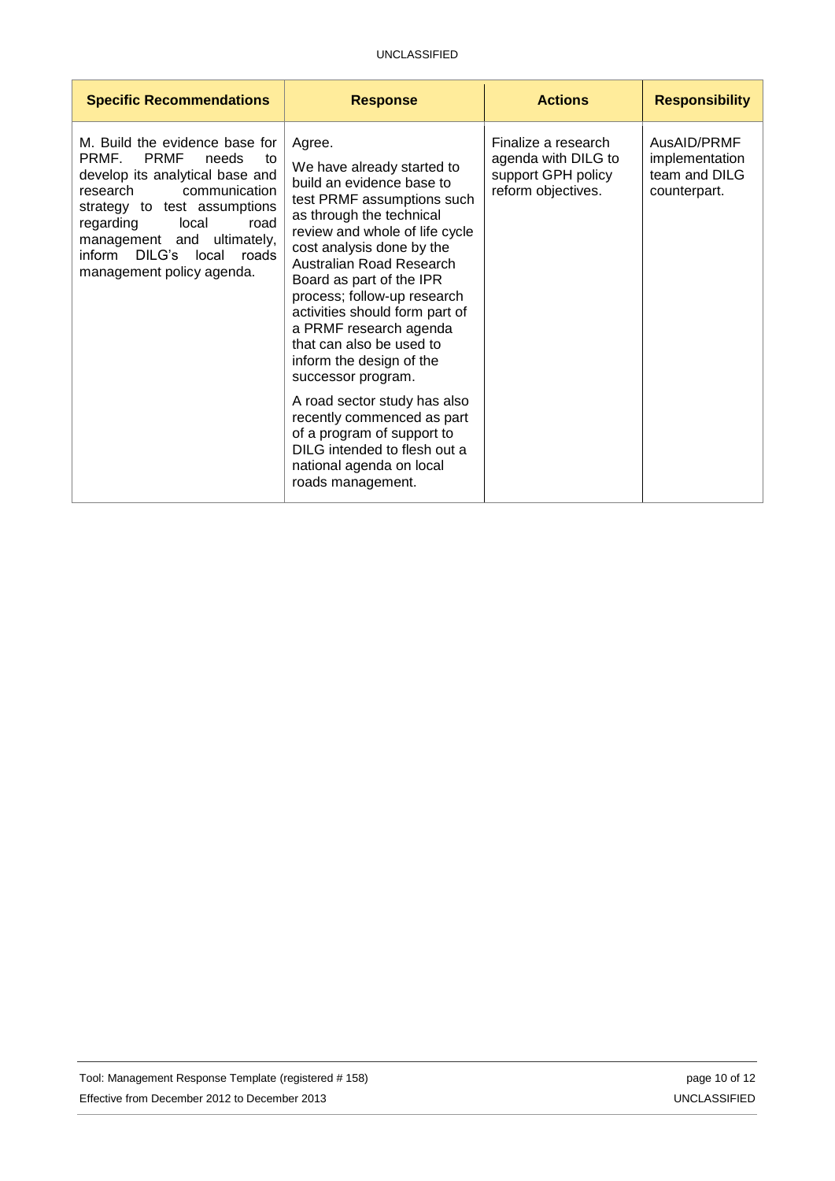| Specific Recommendations | Response | Actions | Responsibility |
| --- | --- | --- | --- |
| M. Build the evidence base for PRMF. PRMF needs to develop its analytical base and research communication strategy to test assumptions regarding local road management and ultimately, inform DILG's local roads management policy agenda. | Agree.<br><br>We have already started to build an evidence base to test PRMF assumptions such as through the technical review and whole of life cycle cost analysis done by the Australian Road Research Board as part of the IPR process; follow-up research activities should form part of a PRMF research agenda that can also be used to inform the design of the successor program.<br><br>A road sector study has also recently commenced as part of a program of support to DILG intended to flesh out a national agenda on local roads management. | Finalize a research agenda with DILG to support GPH policy reform objectives. | AusAID/PRMF implementation team and DILG counterpart. |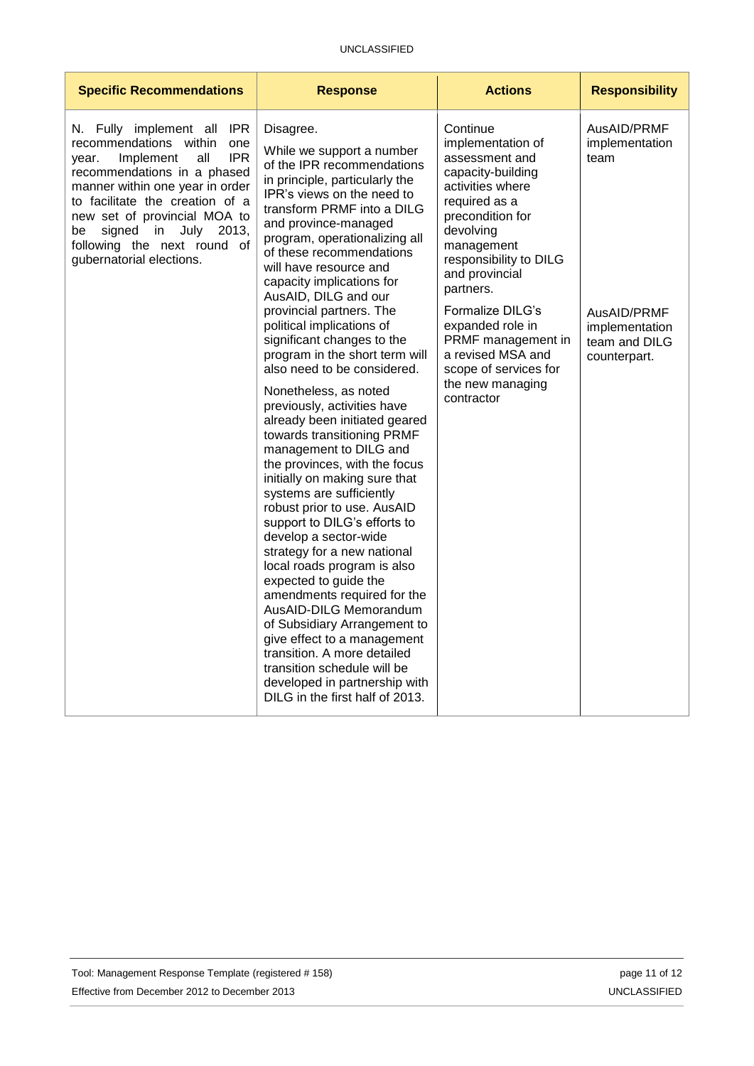| Specific Recommendations | Response | Actions | Responsibility |
|---|---|---|---|
| N. Fully implement all IPR recommendations within one year. Implement all IPR recommendations in a phased manner within one year in order to facilitate the creation of a new set of provincial MOA to be signed in July 2013, following the next round of gubernatorial elections. | Disagree.<br><br>While we support a number of the IPR recommendations in principle, particularly the IPR's views on the need to transform PRMF into a DILG and province-managed program, operationalizing all of these recommendations will have resource and capacity implications for AusAID, DILG and our provincial partners. The political implications of significant changes to the program in the short term will also need to be considered.<br><br>Nonetheless, as noted previously, activities have already been initiated geared towards transitioning PRMF management to DILG and the provinces, with the focus initially on making sure that systems are sufficiently robust prior to use. AusAID support to DILG's efforts to develop a sector-wide strategy for a new national local roads program is also expected to guide the amendments required for the AusAID-DILG Memorandum of Subsidiary Arrangement to give effect to a management transition. A more detailed transition schedule will be developed in partnership with DILG in the first half of 2013. | Continue implementation of assessment and capacity-building activities where required as a precondition for devolving management responsibility to DILG and provincial partners.<br><br>Formalize DILG's expanded role in PRMF management in a revised MSA and scope of services for the new managing contractor | AusAID/PRMF implementation team<br><br>AusAID/PRMF implementation team and DILG counterpart. |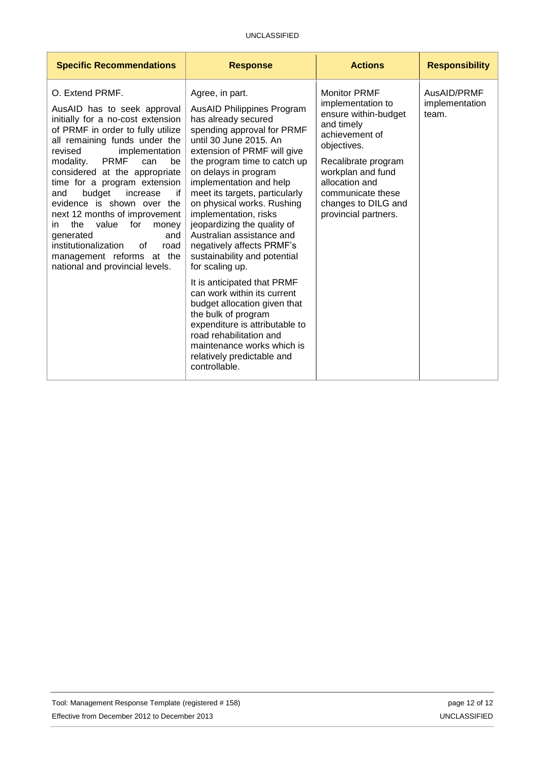| Specific Recommendations | Response | Actions | Responsibility |
|---|---|---|---|
| O. Extend PRMF.<br><br>AusAID has to seek approval initially for a no-cost extension of PRMF in order to fully utilize all remaining funds under the revised implementation modality. PRMF can be considered at the appropriate time for a program extension and budget increase if evidence is shown over the next 12 months of improvement in the value for money generated and institutionalization of road management reforms at the national and provincial levels. | Agree, in part.<br><br>AusAID Philippines Program has already secured spending approval for PRMF until 30 June 2015. An extension of PRMF will give the program time to catch up on delays in program implementation and help meet its targets, particularly on physical works. Rushing implementation, risks jeopardizing the quality of Australian assistance and negatively affects PRMF's sustainability and potential for scaling up.<br><br>It is anticipated that PRMF can work within its current budget allocation given that the bulk of program expenditure is attributable to road rehabilitation and maintenance works which is relatively predictable and controllable. | Monitor PRMF implementation to ensure within-budget and timely achievement of objectives.<br><br>Recalibrate program workplan and fund allocation and communicate these changes to DILG and provincial partners. | AusAID/PRMF implementation team. |